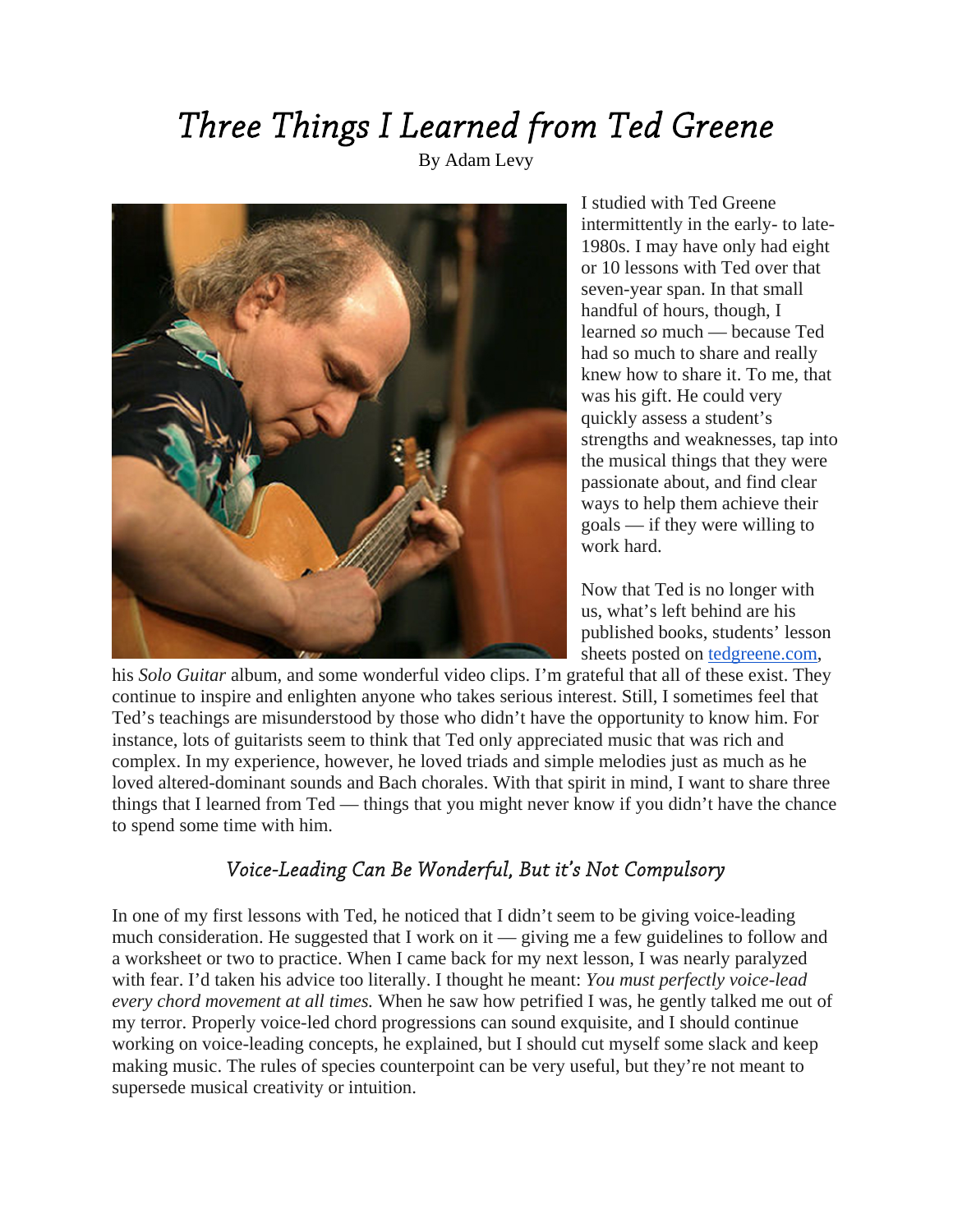# *Three Things I Learned from Ted Greene*

By Adam Levy

I studied with Ted Greene intermittently in the early- to late-1980s. I may have only had eight or 10 lessons with Ted over that seven-year span. In that small handful of hours, though, I learned *so* much — because Ted had so much to share and really knew how to share it. To me, that was his gift. He could very quickly assess a student's strengths and weaknesses, tap into the musical things that they were passionate about, and find clear ways to help them achieve their goals — if they were willing to work hard.

Now that Ted is no longer with us, what's left behind are his published books, students' lesson sheets posted on [tedgreene.com](tedgreene.com), his *Solo Guitar* album, and some wonderful video clips. I'm grateful that all of these exist. They continue to inspire and enlighten anyone who takes serious interest. Still, I sometimes feel that Ted's teachings are misunderstood by those who didn't have the opportunity to know him. For instance, lots of guitarists seem to think that Ted only appreciated music that was rich and complex. In my experience, however, he loved triads and simple melodies just as much as he loved altered-dominant sounds and Bach chorales. With that spirit in mind, I want to share three things that I learned from Ted — things that you might never know if you didn't have the chance to spend some time with him.

## *Voice-Leading Can Be Wonderful, But it's Not Compulsory*

In one of my first lessons with Ted, he noticed that I didn't seem to be giving voice-leading much consideration. He suggested that I work on it — giving me a few guidelines to follow and a worksheet or two to practice. When I came back for my next lesson, I was nearly paralyzed with fear. I'd taken his advice too literally. I thought he meant: *You must perfectly voice-lead every chord movement at all times.* When he saw how petrified I was, he gently talked me out of my terror. Properly voice-led chord progressions can sound exquisite, and I should continue working on voice-leading concepts, he explained, but I should cut myself some slack and keep making music. The rules of species counterpoint can be very useful, but they're not meant to supersede musical creativity or intuition.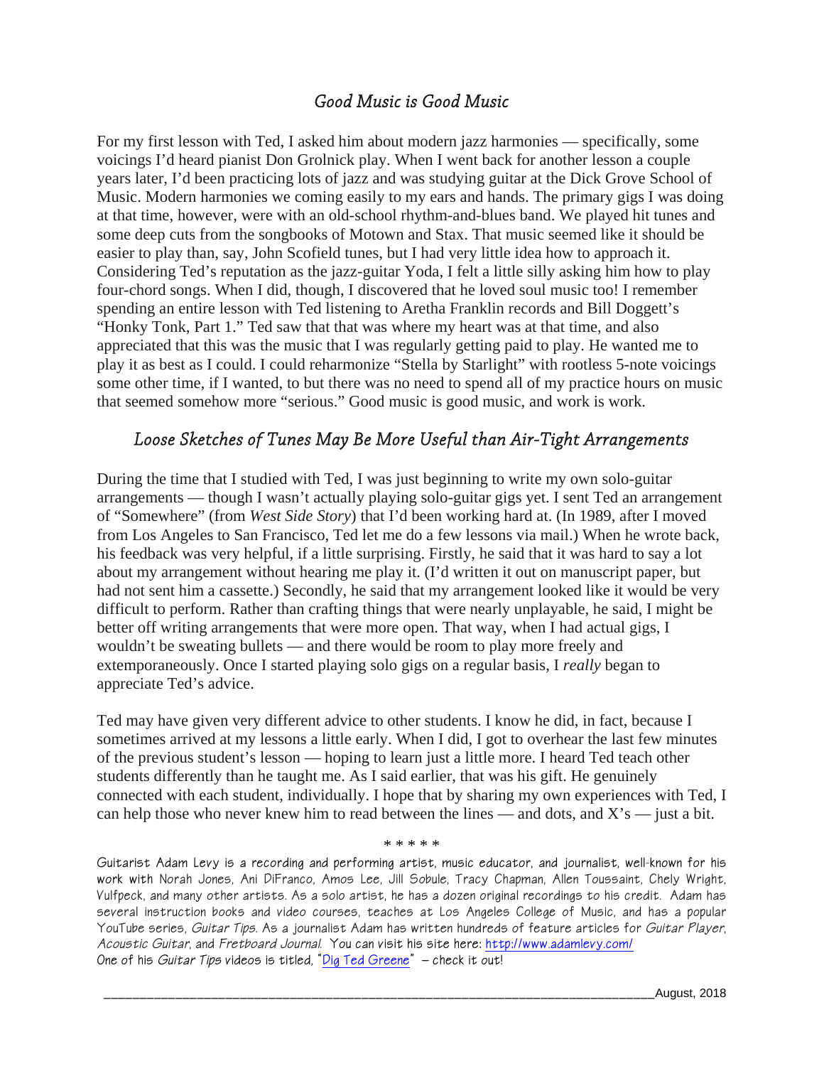## *Good Music is Good Music*

For my first lesson with Ted, I asked him about modern jazz harmonies — specifically, some voicings I'd heard pianist Don Grolnick play. When I went back for another lesson a couple years later, I'd been practicing lots of jazz and was studying guitar at the Dick Grove School of Music. Modern harmonies we coming easily to my ears and hands. The primary gigs I was doing at that time, however, were with an old-school rhythm-and-blues band. We played hit tunes and some deep cuts from the songbooks of Motown and Stax. That music seemed like it should be easier to play than, say, John Scofield tunes, but I had very little idea how to approach it. Considering Ted's reputation as the jazz-guitar Yoda, I felt a little silly asking him how to play four-chord songs. When I did, though, I discovered that he loved soul music too! I remember spending an entire lesson with Ted listening to Aretha Franklin records and Bill Doggett's "Honky Tonk, Part 1." Ted saw that that was where my heart was at that time, and also appreciated that this was the music that I was regularly getting paid to play. He wanted me to play it as best as I could. I could reharmonize "Stella by Starlight" with rootless 5-note voicings some other time, if I wanted, to but there was no need to spend all of my practice hours on music that seemed somehow more "serious." Good music is good music, and work is work.

## *Loose Sketches of Tunes May Be More Useful than Air-Tight Arrangements*

During the time that I studied with Ted, I was just beginning to write my own solo-guitar arrangements — though I wasn't actually playing solo-guitar gigs yet. I sent Ted an arrangement of "Somewhere" (from *West Side Story*) that I'd been working hard at. (In 1989, after I moved from Los Angeles to San Francisco, Ted let me do a few lessons via mail.) When he wrote back, his feedback was very helpful, if a little surprising. Firstly, he said that it was hard to say a lot about my arrangement without hearing me play it. (I'd written it out on manuscript paper, but had not sent him a cassette.) Secondly, he said that my arrangement looked like it would be very difficult to perform. Rather than crafting things that were nearly unplayable, he said, I might be better off writing arrangements that were more open. That way, when I had actual gigs, I wouldn't be sweating bullets — and there would be room to play more freely and extemporaneously. Once I started playing solo gigs on a regular basis, I *really* began to appreciate Ted's advice.

Ted may have given very different advice to other students. I know he did, in fact, because I sometimes arrived at my lessons a little early. When I did, I got to overhear the last few minutes of the previous student's lesson — hoping to learn just a little more. I heard Ted teach other students differently than he taught me. As I said earlier, that was his gift. He genuinely connected with each student, individually. I hope that by sharing my own experiences with Ted, I can help those who never knew him to read between the lines — and dots, and X's — just a bit.

\* \* \* \* \*

Guitarist Adam Levy is a recording and performing artist, music educator, and journalist, well-known for his work with Norah Jones, Ani DiFranco, Amos Lee, Jill Sobule, Tracy Chapman, Allen Toussaint, Chely Wright, Vulfpeck, and many other artists. As a solo artist, he has a dozen original recordings to his credit. Adam has several instruction books and video courses, teaches at Los Angeles College of Music, and has a popular YouTube series, *Guitar Tips*. As a journalist Adam has written hundreds of feature articles for *Guitar Player*, *Acoustic Guitar*, and *Fretboard Journal*. You can visit his site here: [http://www.adamlevy.com/](http://www.adamlevy.com/)
One of his *Guitar Tips* videos is titled, "Dig Ted Greene" – check it out!

August, 2018